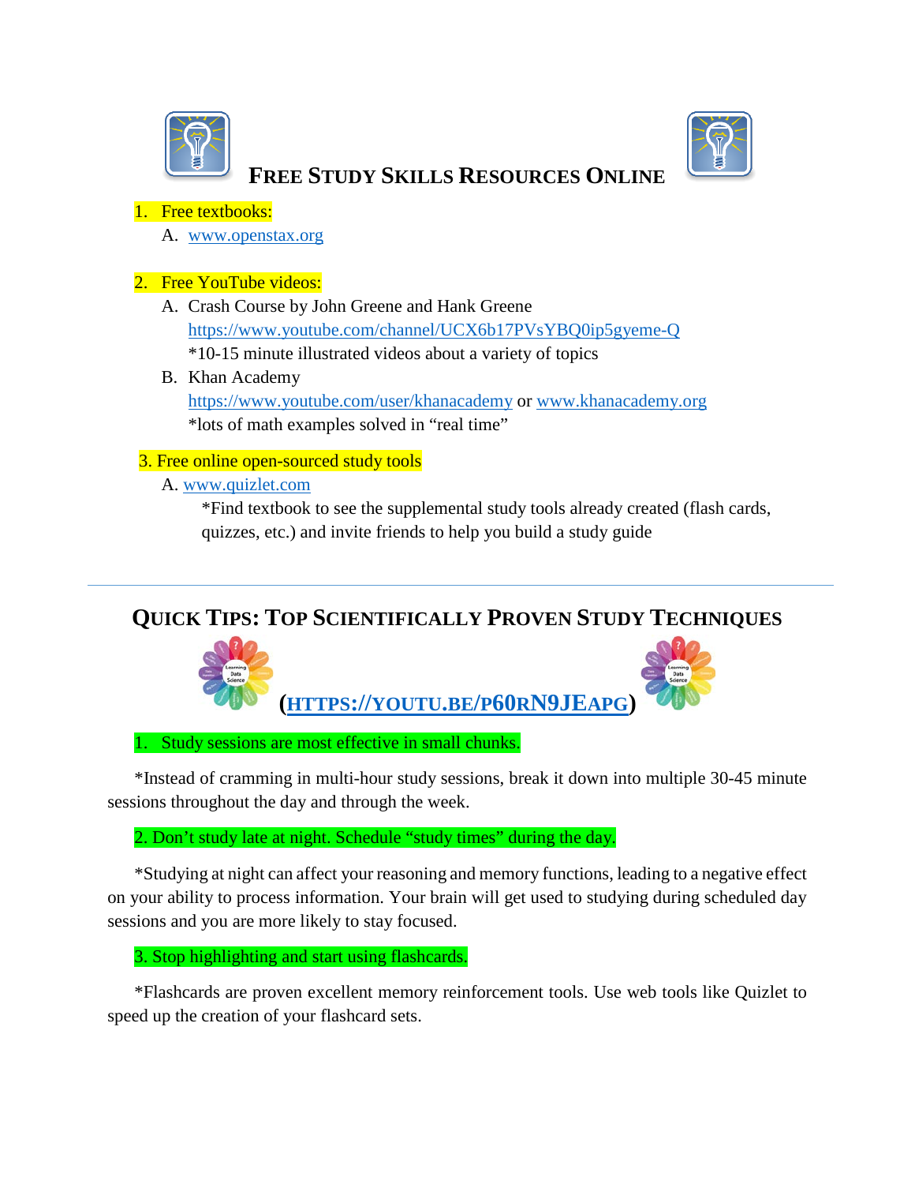# FREE STUDY SKILLS RESOURCES ONLINE

1. Free textbooks:
   A. www.openstax.org

2. Free YouTube videos:
   A. Crash Course by John Greene and Hank Greene
      https://www.youtube.com/channel/UCX6b17PVsYBQ0ip5gyeme-Q
      *10-15 minute illustrated videos about a variety of topics
   B. Khan Academy
      https://www.youtube.com/user/khanacademy or www.khanacademy.org
      *lots of math examples solved in "real time"

3. Free online open-sourced study tools
   A. www.quizlet.com
      *Find textbook to see the supplemental study tools already created (flash cards, quizzes, etc.) and invite friends to help you build a study guide

---

## QUICK TIPS: TOP SCIENTIFICALLY PROVEN STUDY TECHNIQUES

**(HTTPS://YOUTU.BE/P60RN9JEAPG)**

1. Study sessions are most effective in small chunks.

*Instead of cramming in multi-hour study sessions, break it down into multiple 30-45 minute sessions throughout the day and through the week.

2. Don't study late at night. Schedule "study times" during the day.

*Studying at night can affect your reasoning and memory functions, leading to a negative effect on your ability to process information. Your brain will get used to studying during scheduled day sessions and you are more likely to stay focused.

3. Stop highlighting and start using flashcards.

*Flashcards are proven excellent memory reinforcement tools. Use web tools like Quizlet to speed up the creation of your flashcard sets.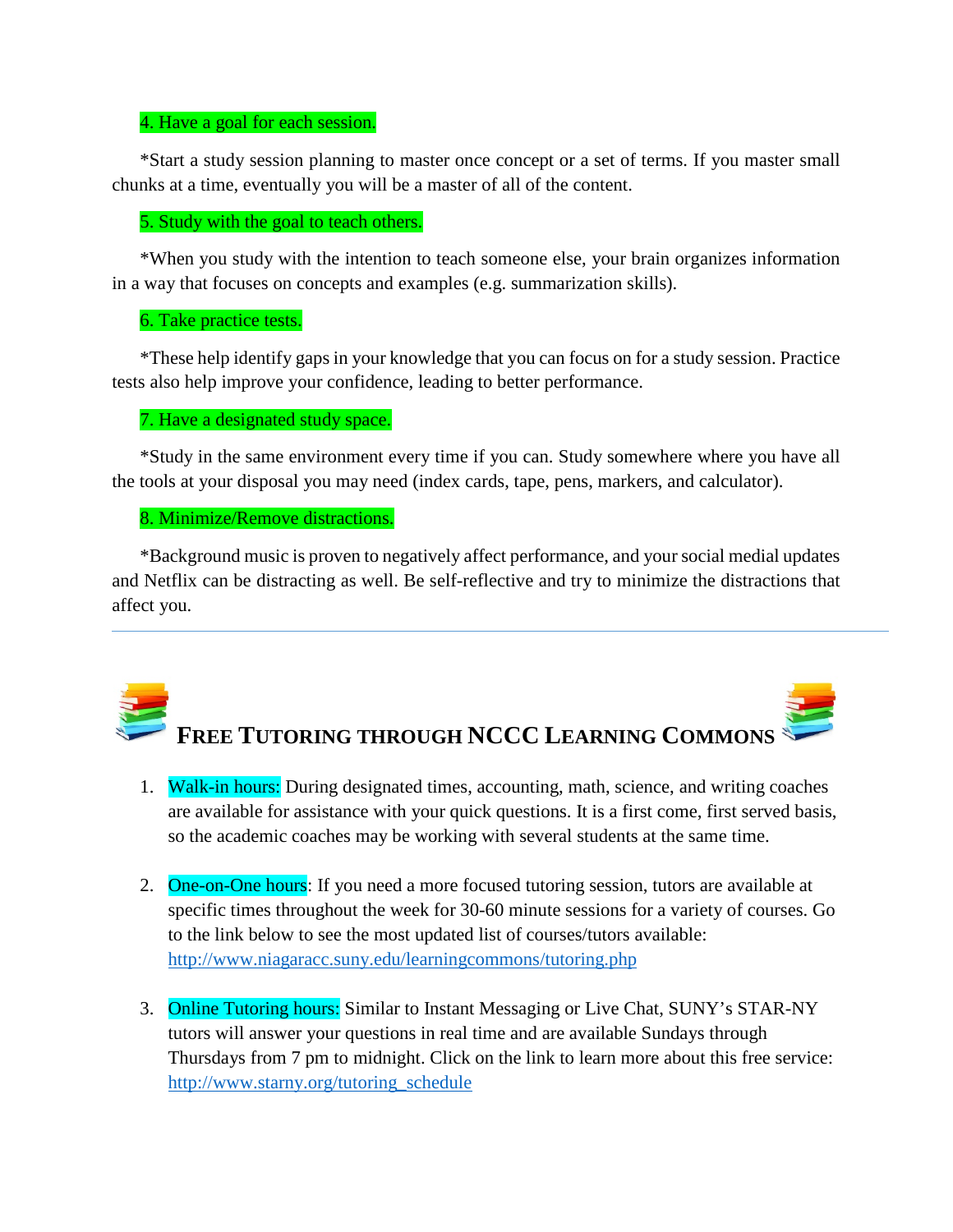4. Have a goal for each session.

*Start a study session planning to master once concept or a set of terms. If you master small chunks at a time, eventually you will be a master of all of the content.

5. Study with the goal to teach others.

*When you study with the intention to teach someone else, your brain organizes information in a way that focuses on concepts and examples (e.g. summarization skills).

6. Take practice tests.

*These help identify gaps in your knowledge that you can focus on for a study session. Practice tests also help improve your confidence, leading to better performance.

7. Have a designated study space.

*Study in the same environment every time if you can. Study somewhere where you have all the tools at your disposal you may need (index cards, tape, pens, markers, and calculator).

8. Minimize/Remove distractions.

*Background music is proven to negatively affect performance, and your social medial updates and Netflix can be distracting as well. Be self-reflective and try to minimize the distractions that affect you.

---

## FREE TUTORING THROUGH NCCC LEARNING COMMONS

1. Walk-in hours: During designated times, accounting, math, science, and writing coaches are available for assistance with your quick questions. It is a first come, first served basis, so the academic coaches may be working with several students at the same time.

2. One-on-One hours: If you need a more focused tutoring session, tutors are available at specific times throughout the week for 30-60 minute sessions for a variety of courses. Go to the link below to see the most updated list of courses/tutors available: http://www.niagaracc.suny.edu/learningcommons/tutoring.php

3. Online Tutoring hours: Similar to Instant Messaging or Live Chat, SUNY's STAR-NY tutors will answer your questions in real time and are available Sundays through Thursdays from 7 pm to midnight. Click on the link to learn more about this free service: http://www.starny.org/tutoring_schedule